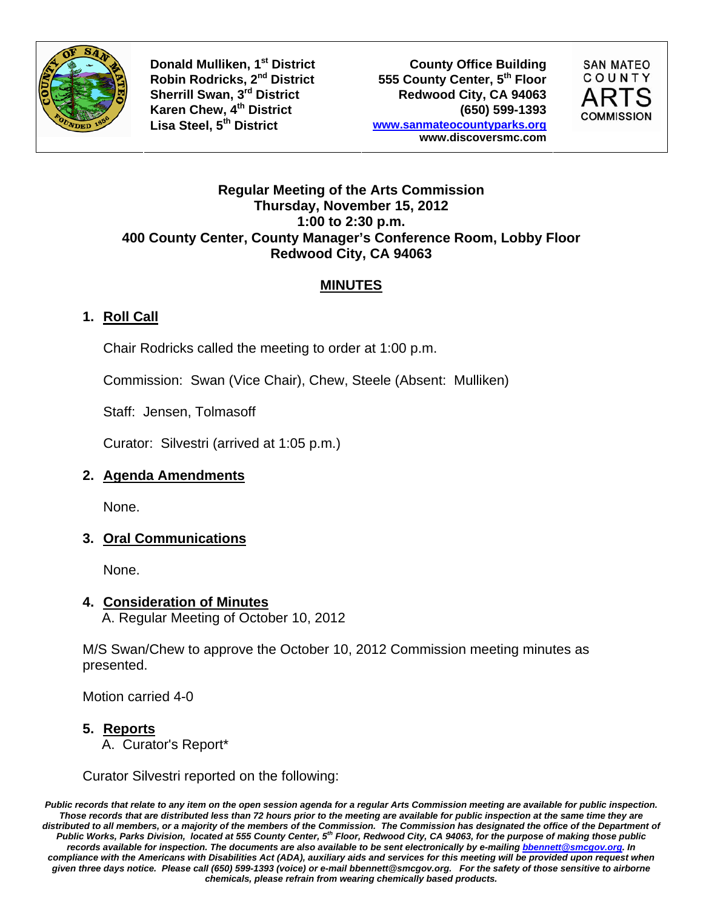Donald Mulliken, 1st District
Robin Rodricks, 2nd District
Sherrill Swan, 3rd District
Karen Chew, 4th District
Lisa Steel, 5th District

County Office Building
555 County Center, 5th Floor
Redwood City, CA 94063
(650) 599-1393
www.sanmateocountyparks.org
www.discoversmc.com

SAN MATEO COUNTY ARTS COMMISSION

**Regular Meeting of the Arts Commission**
**Thursday, November 15, 2012**
**1:00 to 2:30 p.m.**
**400 County Center, County Manager's Conference Room, Lobby Floor**
**Redwood City, CA 94063**

## MINUTES

### 1. Roll Call

Chair Rodricks called the meeting to order at 1:00 p.m.

Commission: Swan (Vice Chair), Chew, Steele (Absent: Mulliken)

Staff: Jensen, Tolmasoff

Curator: Silvestri (arrived at 1:05 p.m.)

### 2. Agenda Amendments

None.

### 3. Oral Communications

None.

### 4. Consideration of Minutes

A. Regular Meeting of October 10, 2012

M/S Swan/Chew to approve the October 10, 2012 Commission meeting minutes as presented.

Motion carried 4-0

### 5. Reports

A. Curator's Report*

Curator Silvestri reported on the following:

*Public records that relate to any item on the open session agenda for a regular Arts Commission meeting are available for public inspection. Those records that are distributed less than 72 hours prior to the meeting are available for public inspection at the same time they are distributed to all members, or a majority of the members of the Commission. The Commission has designated the office of the Department of Public Works, Parks Division, located at 555 County Center, 5th Floor, Redwood City, CA 94063, for the purpose of making those public records available for inspection. The documents are also available to be sent electronically by e-mailing bbennett@smcgov.org. In compliance with the Americans with Disabilities Act (ADA), auxiliary aids and services for this meeting will be provided upon request when given three days notice. Please call (650) 599-1393 (voice) or e-mail bbennett@smcgov.org. For the safety of those sensitive to airborne chemicals, please refrain from wearing chemically based products.*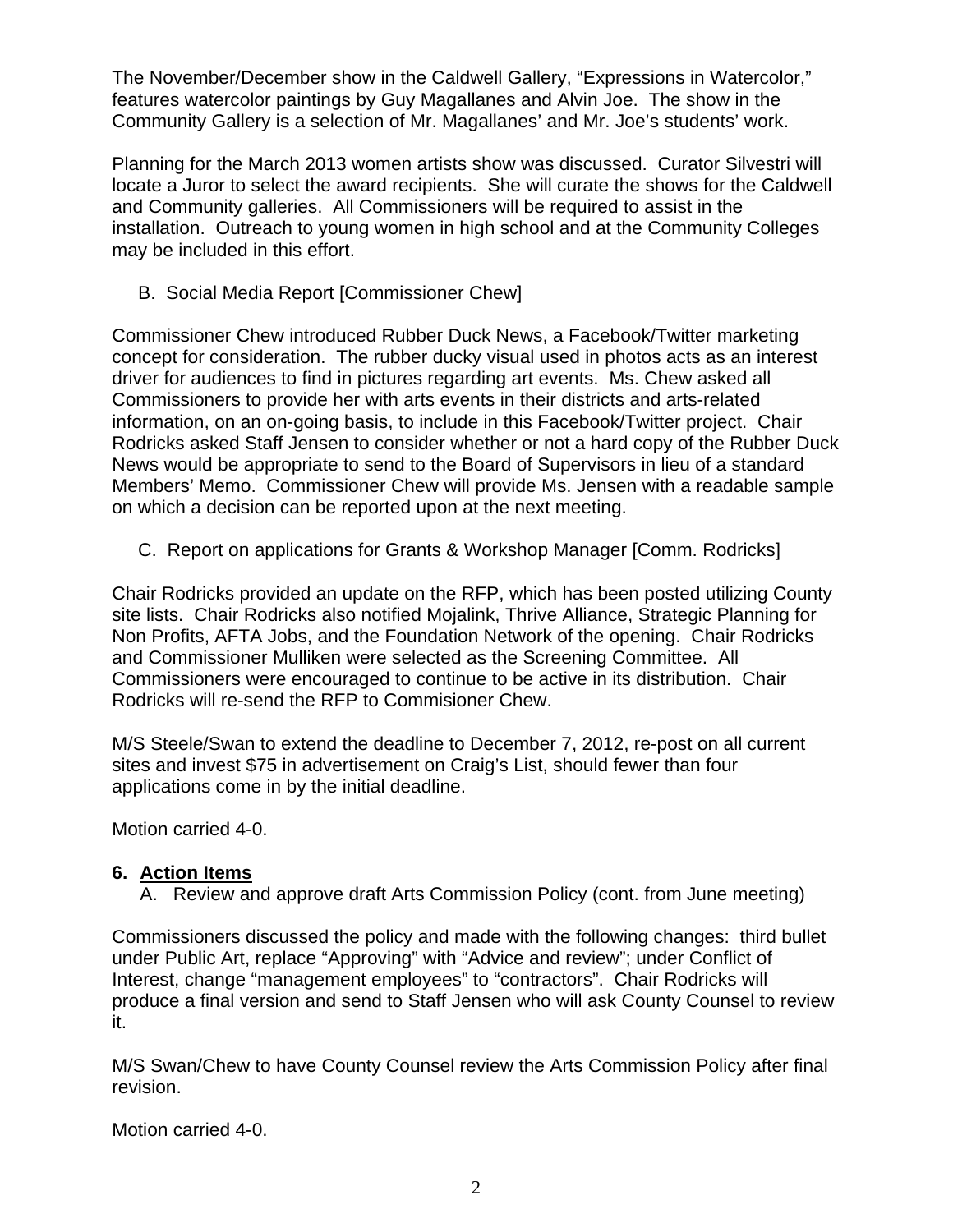The November/December show in the Caldwell Gallery, “Expressions in Watercolor,” features watercolor paintings by Guy Magallanes and Alvin Joe. The show in the Community Gallery is a selection of Mr. Magallanes’ and Mr. Joe’s students’ work.

Planning for the March 2013 women artists show was discussed. Curator Silvestri will locate a Juror to select the award recipients. She will curate the shows for the Caldwell and Community galleries. All Commissioners will be required to assist in the installation. Outreach to young women in high school and at the Community Colleges may be included in this effort.

B. Social Media Report [Commissioner Chew]

Commissioner Chew introduced Rubber Duck News, a Facebook/Twitter marketing concept for consideration. The rubber ducky visual used in photos acts as an interest driver for audiences to find in pictures regarding art events. Ms. Chew asked all Commissioners to provide her with arts events in their districts and arts-related information, on an on-going basis, to include in this Facebook/Twitter project. Chair Rodricks asked Staff Jensen to consider whether or not a hard copy of the Rubber Duck News would be appropriate to send to the Board of Supervisors in lieu of a standard Members’ Memo. Commissioner Chew will provide Ms. Jensen with a readable sample on which a decision can be reported upon at the next meeting.

C. Report on applications for Grants & Workshop Manager [Comm. Rodricks]

Chair Rodricks provided an update on the RFP, which has been posted utilizing County site lists. Chair Rodricks also notified Mojalink, Thrive Alliance, Strategic Planning for Non Profits, AFTA Jobs, and the Foundation Network of the opening. Chair Rodricks and Commissioner Mulliken were selected as the Screening Committee. All Commissioners were encouraged to continue to be active in its distribution. Chair Rodricks will re-send the RFP to Commisioner Chew.

M/S Steele/Swan to extend the deadline to December 7, 2012, re-post on all current sites and invest $75 in advertisement on Craig’s List, should fewer than four applications come in by the initial deadline.

Motion carried 4-0.

## 6. Action Items

A. Review and approve draft Arts Commission Policy (cont. from June meeting)

Commissioners discussed the policy and made with the following changes: third bullet under Public Art, replace “Approving” with “Advice and review”; under Conflict of Interest, change “management employees” to “contractors”. Chair Rodricks will produce a final version and send to Staff Jensen who will ask County Counsel to review it.

M/S Swan/Chew to have County Counsel review the Arts Commission Policy after final revision.

Motion carried 4-0.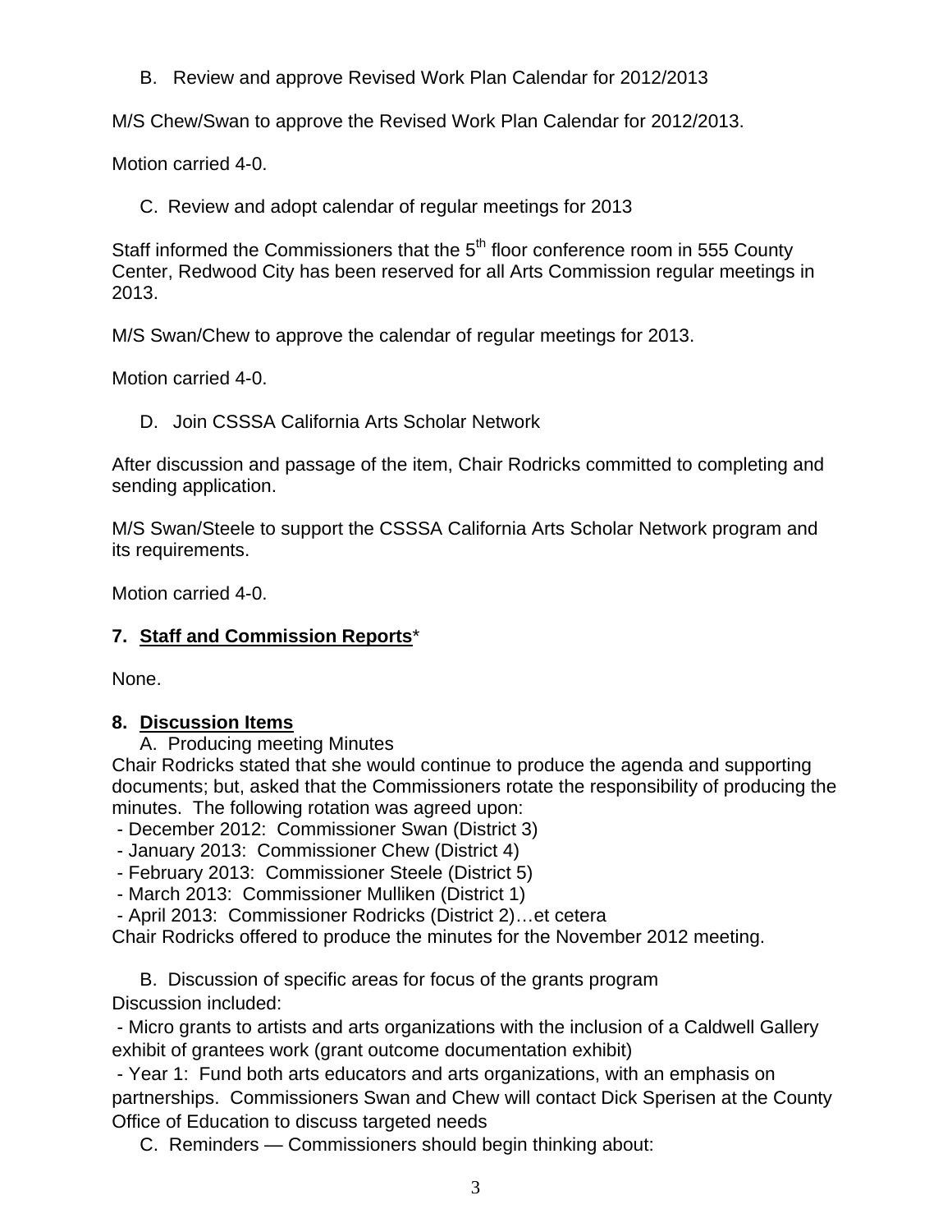B. Review and approve Revised Work Plan Calendar for 2012/2013

M/S Chew/Swan to approve the Revised Work Plan Calendar for 2012/2013.

Motion carried 4-0.

C. Review and adopt calendar of regular meetings for 2013

Staff informed the Commissioners that the 5th floor conference room in 555 County Center, Redwood City has been reserved for all Arts Commission regular meetings in 2013.

M/S Swan/Chew to approve the calendar of regular meetings for 2013.

Motion carried 4-0.

D. Join CSSSA California Arts Scholar Network

After discussion and passage of the item, Chair Rodricks committed to completing and sending application.

M/S Swan/Steele to support the CSSSA California Arts Scholar Network program and its requirements.

Motion carried 4-0.

## 7. Staff and Commission Reports*

None.

## 8. Discussion Items

A. Producing meeting Minutes

Chair Rodricks stated that she would continue to produce the agenda and supporting documents; but, asked that the Commissioners rotate the responsibility of producing the minutes. The following rotation was agreed upon:

- December 2012: Commissioner Swan (District 3)
- January 2013: Commissioner Chew (District 4)
- February 2013: Commissioner Steele (District 5)
- March 2013: Commissioner Mulliken (District 1)
- April 2013: Commissioner Rodricks (District 2)…et cetera

Chair Rodricks offered to produce the minutes for the November 2012 meeting.

B. Discussion of specific areas for focus of the grants program

Discussion included:

- Micro grants to artists and arts organizations with the inclusion of a Caldwell Gallery exhibit of grantees work (grant outcome documentation exhibit)
- Year 1: Fund both arts educators and arts organizations, with an emphasis on partnerships. Commissioners Swan and Chew will contact Dick Sperisen at the County Office of Education to discuss targeted needs

C. Reminders — Commissioners should begin thinking about: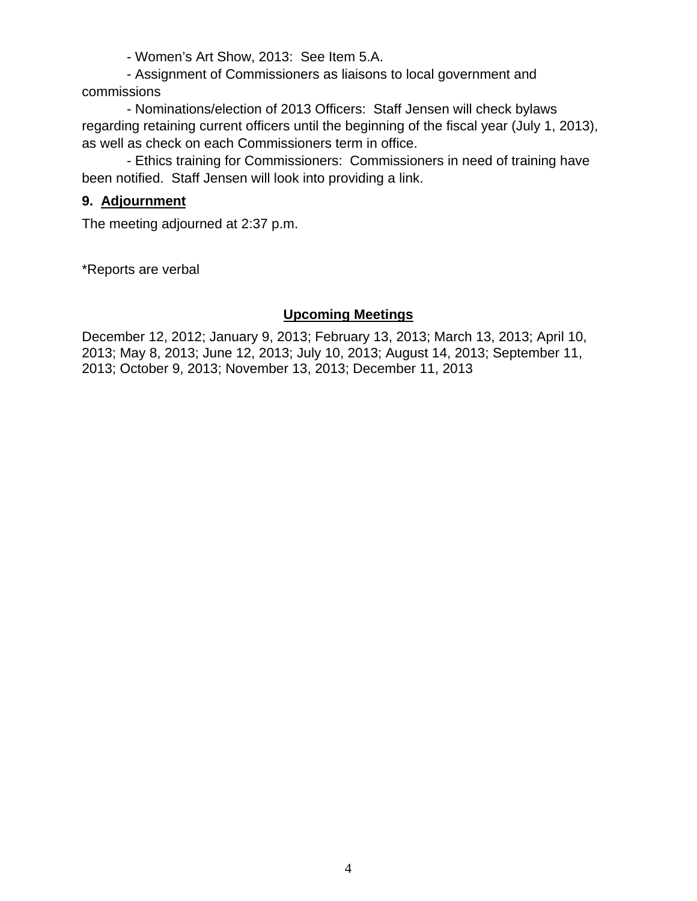- Women's Art Show, 2013: See Item 5.A.

- Assignment of Commissioners as liaisons to local government and commissions

- Nominations/election of 2013 Officers: Staff Jensen will check bylaws regarding retaining current officers until the beginning of the fiscal year (July 1, 2013), as well as check on each Commissioners term in office.

- Ethics training for Commissioners: Commissioners in need of training have been notified. Staff Jensen will look into providing a link.

## 9. Adjournment

The meeting adjourned at 2:37 p.m.

*Reports are verbal

## Upcoming Meetings

December 12, 2012; January 9, 2013; February 13, 2013; March 13, 2013; April 10, 2013; May 8, 2013; June 12, 2013; July 10, 2013; August 14, 2013; September 11, 2013; October 9, 2013; November 13, 2013; December 11, 2013